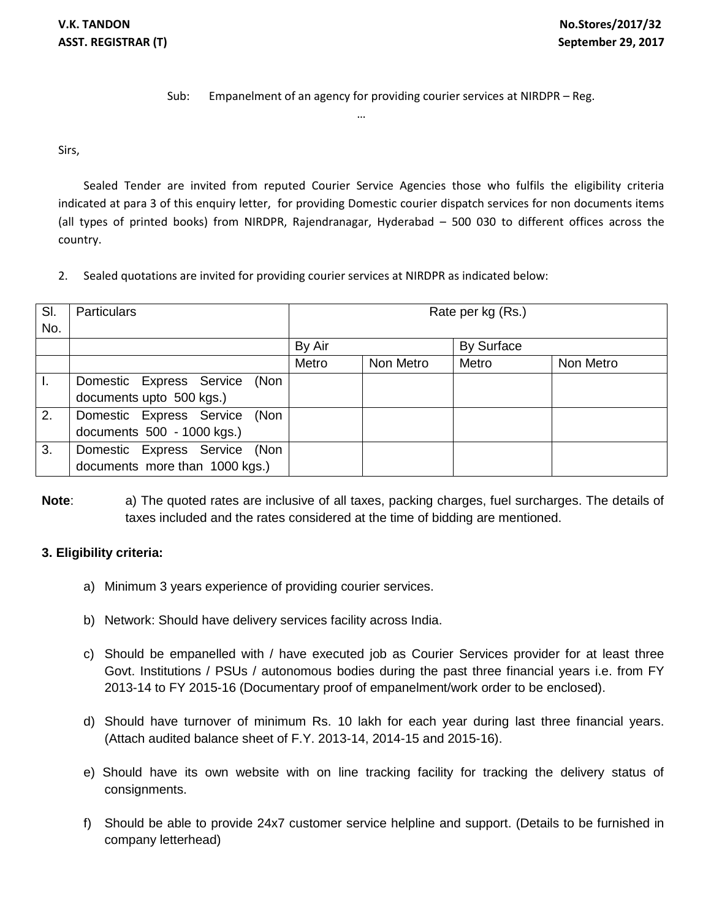**V.K. TANDON**
**ASST. REGISTRAR (T)**

**No.Stores/2017/32**
**September 29, 2017**

Sub: Empanelment of an agency for providing courier services at NIRDPR – Reg.

…

Sirs,

Sealed Tender are invited from reputed Courier Service Agencies those who fulfils the eligibility criteria indicated at para 3 of this enquiry letter, for providing Domestic courier dispatch services for non documents items (all types of printed books) from NIRDPR, Rajendranagar, Hyderabad – 500 030 to different offices across the country.

2. Sealed quotations are invited for providing courier services at NIRDPR as indicated below:

| Sl. No. | Particulars | Rate per kg (Rs.) | | | |
|---|---|---|---|---|---|
| | | By Air | | By Surface | |
| | | Metro | Non Metro | Metro | Non Metro |
| I. | Domestic Express Service (Non documents upto 500 kgs.) | | | | |
| 2. | Domestic Express Service (Non documents 500 - 1000 kgs.) | | | | |
| 3. | Domestic Express Service (Non documents more than 1000 kgs.) | | | | |

**Note**: a) The quoted rates are inclusive of all taxes, packing charges, fuel surcharges. The details of taxes included and the rates considered at the time of bidding are mentioned.

**3. Eligibility criteria:**

a) Minimum 3 years experience of providing courier services.

b) Network: Should have delivery services facility across India.

c) Should be empanelled with / have executed job as Courier Services provider for at least three Govt. Institutions / PSUs / autonomous bodies during the past three financial years i.e. from FY 2013-14 to FY 2015-16 (Documentary proof of empanelment/work order to be enclosed).

d) Should have turnover of minimum Rs. 10 lakh for each year during last three financial years. (Attach audited balance sheet of F.Y. 2013-14, 2014-15 and 2015-16).

e) Should have its own website with on line tracking facility for tracking the delivery status of consignments.

f) Should be able to provide 24x7 customer service helpline and support. (Details to be furnished in company letterhead)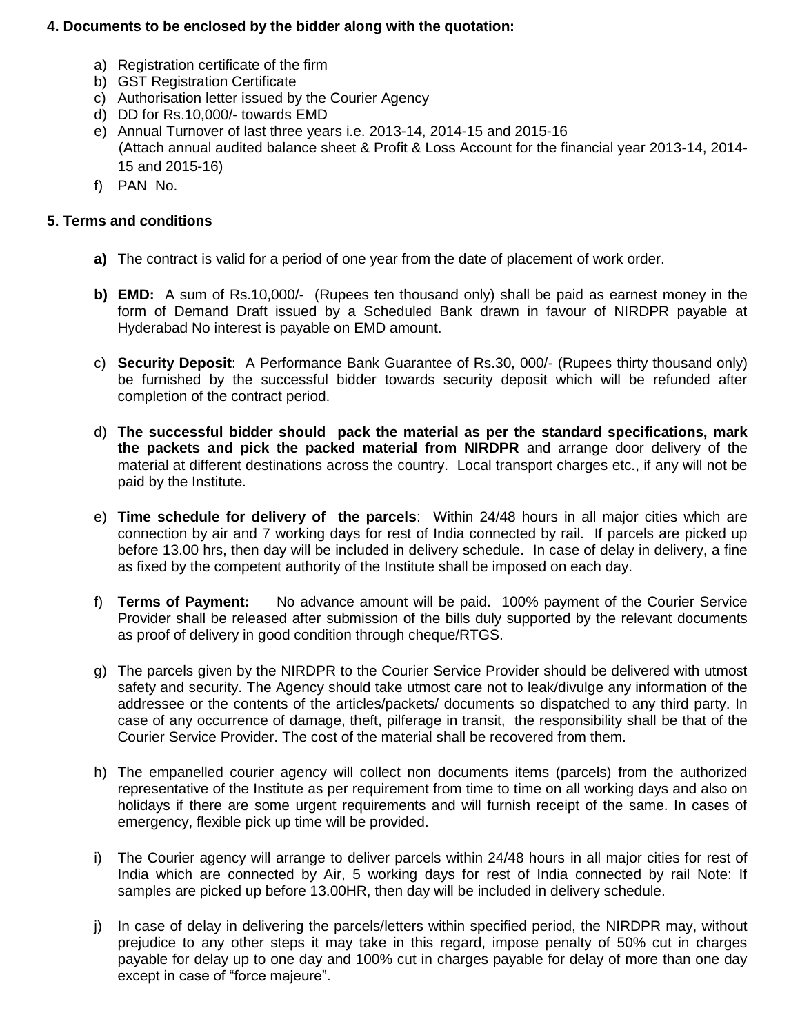**4. Documents to be enclosed by the bidder along with the quotation:**

a) Registration certificate of the firm
b) GST Registration Certificate
c) Authorisation letter issued by the Courier Agency
d) DD for Rs.10,000/- towards EMD
e) Annual Turnover of last three years i.e. 2013-14, 2014-15 and 2015-16
   (Attach annual audited balance sheet & Profit & Loss Account for the financial year 2013-14, 2014-15 and 2015-16)
f) PAN No.

**5. Terms and conditions**

**a)** The contract is valid for a period of one year from the date of placement of work order.

**b) EMD:** A sum of Rs.10,000/- (Rupees ten thousand only) shall be paid as earnest money in the form of Demand Draft issued by a Scheduled Bank drawn in favour of NIRDPR payable at Hyderabad No interest is payable on EMD amount.

c) **Security Deposit**: A Performance Bank Guarantee of Rs.30, 000/- (Rupees thirty thousand only) be furnished by the successful bidder towards security deposit which will be refunded after completion of the contract period.

d) **The successful bidder should pack the material as per the standard specifications, mark the packets and pick the packed material from NIRDPR** and arrange door delivery of the material at different destinations across the country. Local transport charges etc., if any will not be paid by the Institute.

e) **Time schedule for delivery of the parcels**: Within 24/48 hours in all major cities which are connection by air and 7 working days for rest of India connected by rail. If parcels are picked up before 13.00 hrs, then day will be included in delivery schedule. In case of delay in delivery, a fine as fixed by the competent authority of the Institute shall be imposed on each day.

f) **Terms of Payment:** No advance amount will be paid. 100% payment of the Courier Service Provider shall be released after submission of the bills duly supported by the relevant documents as proof of delivery in good condition through cheque/RTGS.

g) The parcels given by the NIRDPR to the Courier Service Provider should be delivered with utmost safety and security. The Agency should take utmost care not to leak/divulge any information of the addressee or the contents of the articles/packets/ documents so dispatched to any third party. In case of any occurrence of damage, theft, pilferage in transit, the responsibility shall be that of the Courier Service Provider. The cost of the material shall be recovered from them.

h) The empanelled courier agency will collect non documents items (parcels) from the authorized representative of the Institute as per requirement from time to time on all working days and also on holidays if there are some urgent requirements and will furnish receipt of the same. In cases of emergency, flexible pick up time will be provided.

i) The Courier agency will arrange to deliver parcels within 24/48 hours in all major cities for rest of India which are connected by Air, 5 working days for rest of India connected by rail Note: If samples are picked up before 13.00HR, then day will be included in delivery schedule.

j) In case of delay in delivering the parcels/letters within specified period, the NIRDPR may, without prejudice to any other steps it may take in this regard, impose penalty of 50% cut in charges payable for delay up to one day and 100% cut in charges payable for delay of more than one day except in case of "force majeure".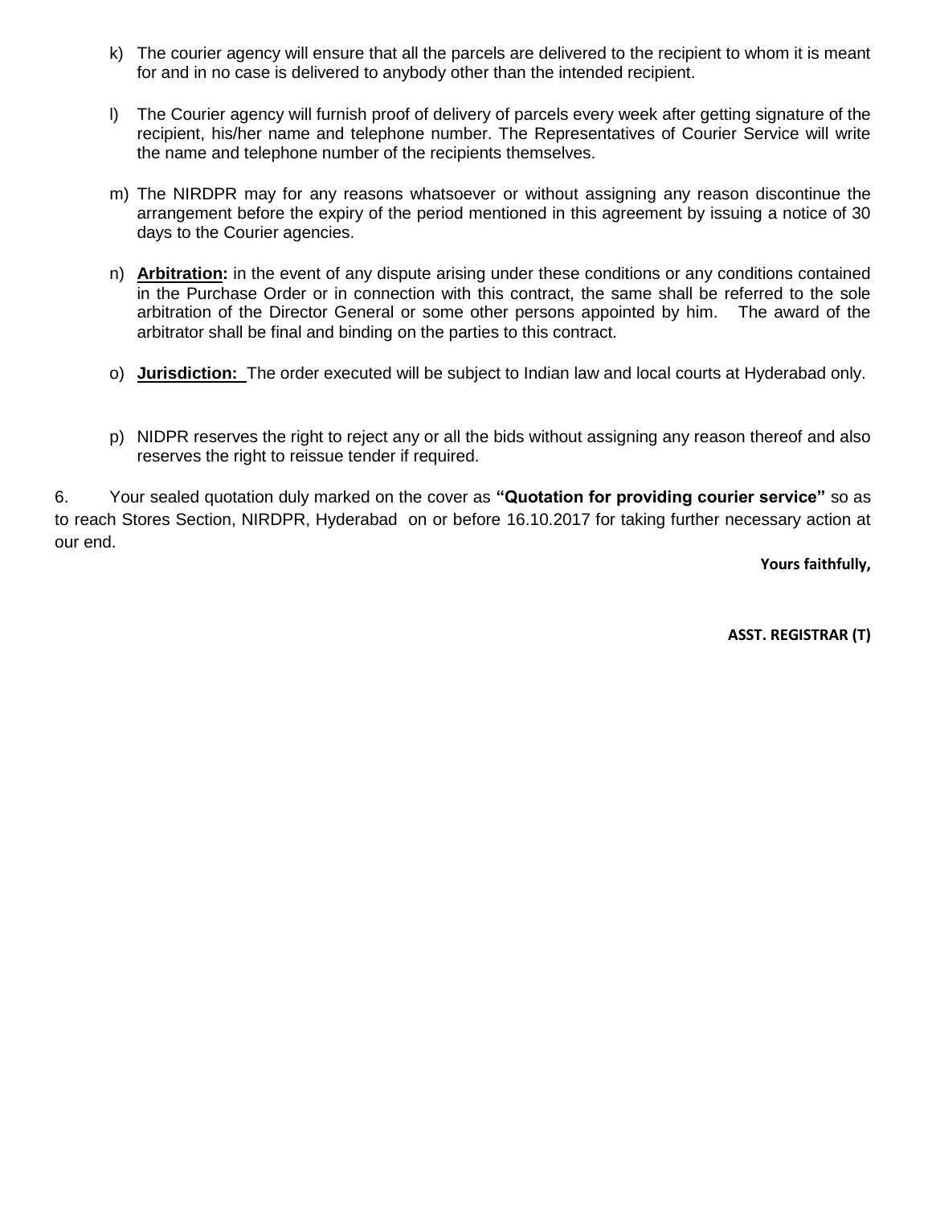k) The courier agency will ensure that all the parcels are delivered to the recipient to whom it is meant for and in no case is delivered to anybody other than the intended recipient.

l) The Courier agency will furnish proof of delivery of parcels every week after getting signature of the recipient, his/her name and telephone number. The Representatives of Courier Service will write the name and telephone number of the recipients themselves.

m) The NIRDPR may for any reasons whatsoever or without assigning any reason discontinue the arrangement before the expiry of the period mentioned in this agreement by issuing a notice of 30 days to the Courier agencies.

n) **Arbitration:** in the event of any dispute arising under these conditions or any conditions contained in the Purchase Order or in connection with this contract, the same shall be referred to the sole arbitration of the Director General or some other persons appointed by him. The award of the arbitrator shall be final and binding on the parties to this contract.

o) **Jurisdiction:** The order executed will be subject to Indian law and local courts at Hyderabad only.

p) NIDPR reserves the right to reject any or all the bids without assigning any reason thereof and also reserves the right to reissue tender if required.

6. Your sealed quotation duly marked on the cover as **"Quotation for providing courier service"** so as to reach Stores Section, NIRDPR, Hyderabad on or before 16.10.2017 for taking further necessary action at our end.

**Yours faithfully,**

**ASST. REGISTRAR (T)**